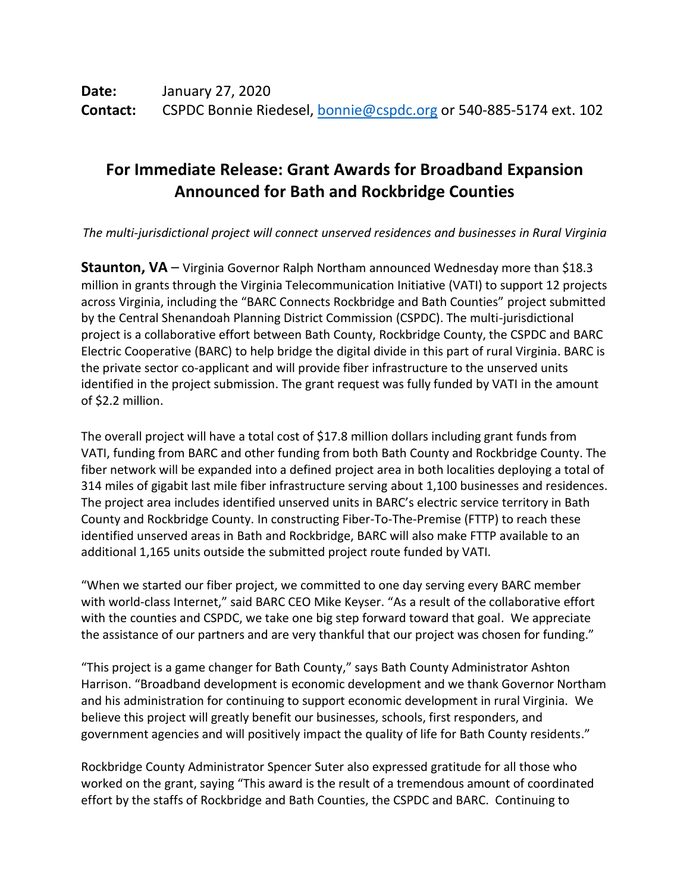**Date:** January 27, 2020
**Contact:** CSPDC Bonnie Riedesel, [bonnie@cspdc.org](mailto:bonnie@cspdc.org) or 540-885-5174 ext. 102

# For Immediate Release: Grant Awards for Broadband Expansion Announced for Bath and Rockbridge Counties

*The multi-jurisdictional project will connect unserved residences and businesses in Rural Virginia*

**Staunton, VA** – Virginia Governor Ralph Northam announced Wednesday more than $18.3 million in grants through the Virginia Telecommunication Initiative (VATI) to support 12 projects across Virginia, including the "BARC Connects Rockbridge and Bath Counties" project submitted by the Central Shenandoah Planning District Commission (CSPDC). The multi-jurisdictional project is a collaborative effort between Bath County, Rockbridge County, the CSPDC and BARC Electric Cooperative (BARC) to help bridge the digital divide in this part of rural Virginia. BARC is the private sector co-applicant and will provide fiber infrastructure to the unserved units identified in the project submission. The grant request was fully funded by VATI in the amount of $2.2 million.

The overall project will have a total cost of $17.8 million dollars including grant funds from VATI, funding from BARC and other funding from both Bath County and Rockbridge County. The fiber network will be expanded into a defined project area in both localities deploying a total of 314 miles of gigabit last mile fiber infrastructure serving about 1,100 businesses and residences. The project area includes identified unserved units in BARC's electric service territory in Bath County and Rockbridge County. In constructing Fiber-To-The-Premise (FTTP) to reach these identified unserved areas in Bath and Rockbridge, BARC will also make FTTP available to an additional 1,165 units outside the submitted project route funded by VATI.

"When we started our fiber project, we committed to one day serving every BARC member with world-class Internet," said BARC CEO Mike Keyser. "As a result of the collaborative effort with the counties and CSPDC, we take one big step forward toward that goal. We appreciate the assistance of our partners and are very thankful that our project was chosen for funding."

"This project is a game changer for Bath County," says Bath County Administrator Ashton Harrison. "Broadband development is economic development and we thank Governor Northam and his administration for continuing to support economic development in rural Virginia. We believe this project will greatly benefit our businesses, schools, first responders, and government agencies and will positively impact the quality of life for Bath County residents."

Rockbridge County Administrator Spencer Suter also expressed gratitude for all those who worked on the grant, saying "This award is the result of a tremendous amount of coordinated effort by the staffs of Rockbridge and Bath Counties, the CSPDC and BARC. Continuing to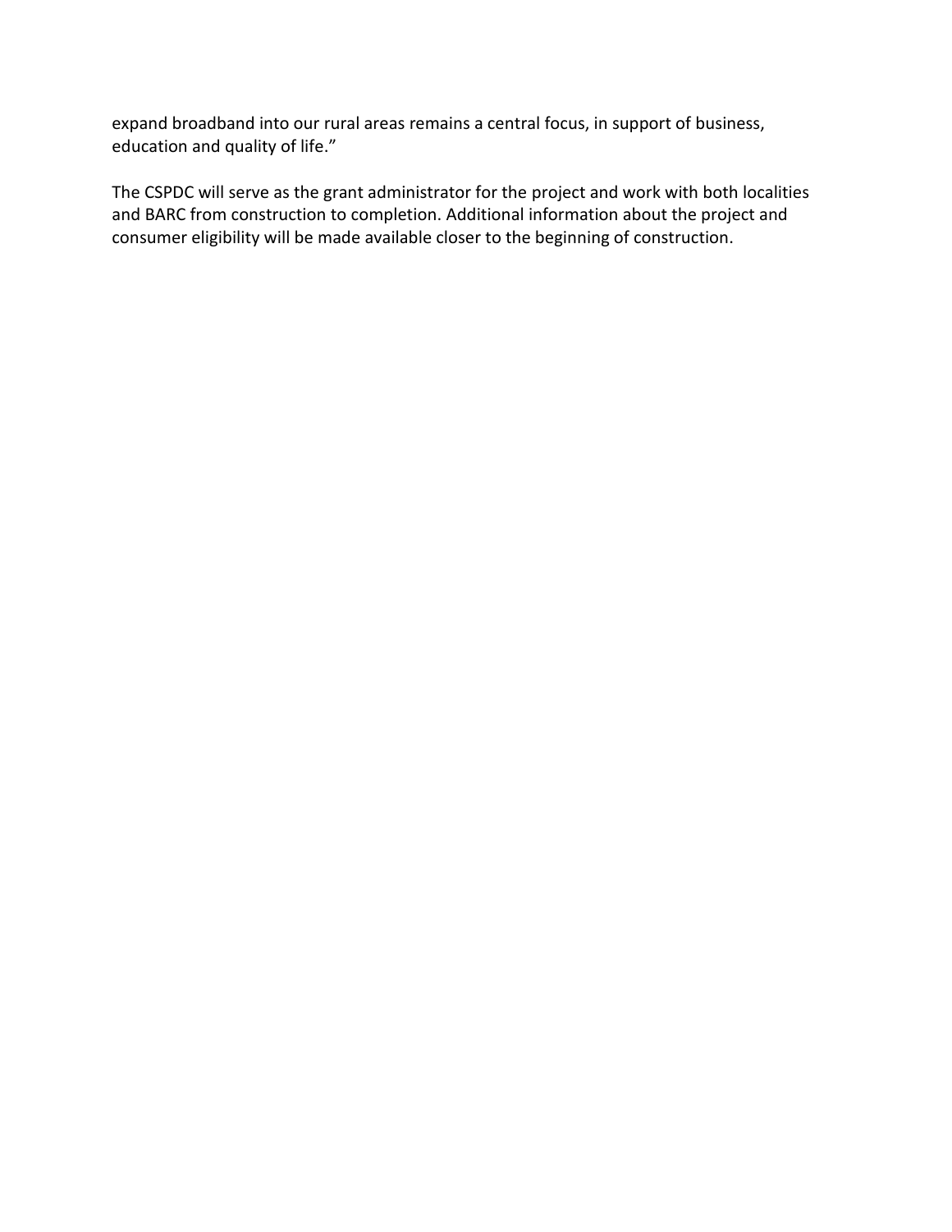expand broadband into our rural areas remains a central focus, in support of business, education and quality of life."

The CSPDC will serve as the grant administrator for the project and work with both localities and BARC from construction to completion. Additional information about the project and consumer eligibility will be made available closer to the beginning of construction.